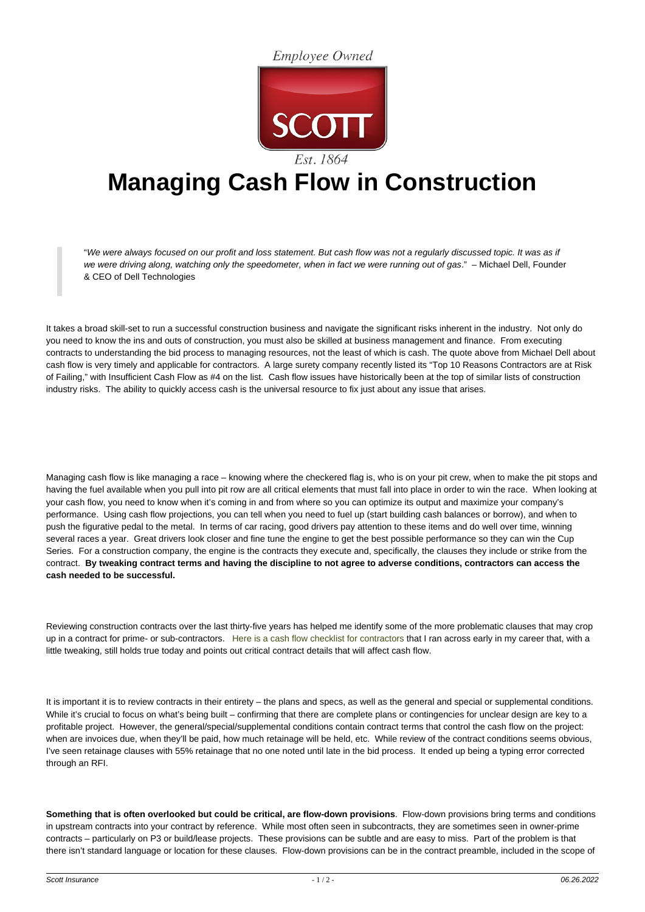Employee Owned

SCOTT

Est. 1864

# Managing Cash Flow in Construction

> "*We were always focused on our profit and loss statement. But cash flow was not a regularly discussed topic. It was as if we were driving along, watching only the speedometer, when in fact we were running out of gas*." – Michael Dell, Founder & CEO of Dell Technologies

It takes a broad skill-set to run a successful construction business and navigate the significant risks inherent in the industry. Not only do you need to know the ins and outs of construction, you must also be skilled at business management and finance. From executing contracts to understanding the bid process to managing resources, not the least of which is cash. The quote above from Michael Dell about cash flow is very timely and applicable for contractors. A large surety company recently listed its "Top 10 Reasons Contractors are at Risk of Failing," with Insufficient Cash Flow as #4 on the list. Cash flow issues have historically been at the top of similar lists of construction industry risks. The ability to quickly access cash is the universal resource to fix just about any issue that arises.

Managing cash flow is like managing a race – knowing where the checkered flag is, who is on your pit crew, when to make the pit stops and having the fuel available when you pull into pit row are all critical elements that must fall into place in order to win the race. When looking at your cash flow, you need to know when it's coming in and from where so you can optimize its output and maximize your company's performance. Using cash flow projections, you can tell when you need to fuel up (start building cash balances or borrow), and when to push the figurative pedal to the metal. In terms of car racing, good drivers pay attention to these items and do well over time, winning several races a year. Great drivers look closer and fine tune the engine to get the best possible performance so they can win the Cup Series. For a construction company, the engine is the contracts they execute and, specifically, the clauses they include or strike from the contract. **By tweaking contract terms and having the discipline to not agree to adverse conditions, contractors can access the cash needed to be successful.**

Reviewing construction contracts over the last thirty-five years has helped me identify some of the more problematic clauses that may crop up in a contract for prime- or sub-contractors. Here is a cash flow checklist for contractors that I ran across early in my career that, with a little tweaking, still holds true today and points out critical contract details that will affect cash flow.

It is important it is to review contracts in their entirety – the plans and specs, as well as the general and special or supplemental conditions. While it's crucial to focus on what's being built – confirming that there are complete plans or contingencies for unclear design are key to a profitable project. However, the general/special/supplemental conditions contain contract terms that control the cash flow on the project: when are invoices due, when they'll be paid, how much retainage will be held, etc. While review of the contract conditions seems obvious, I've seen retainage clauses with 55% retainage that no one noted until late in the bid process. It ended up being a typing error corrected through an RFI.

**Something that is often overlooked but could be critical, are flow-down provisions**. Flow-down provisions bring terms and conditions in upstream contracts into your contract by reference. While most often seen in subcontracts, they are sometimes seen in owner-prime contracts – particularly on P3 or build/lease projects. These provisions can be subtle and are easy to miss. Part of the problem is that there isn't standard language or location for these clauses. Flow-down provisions can be in the contract preamble, included in the scope of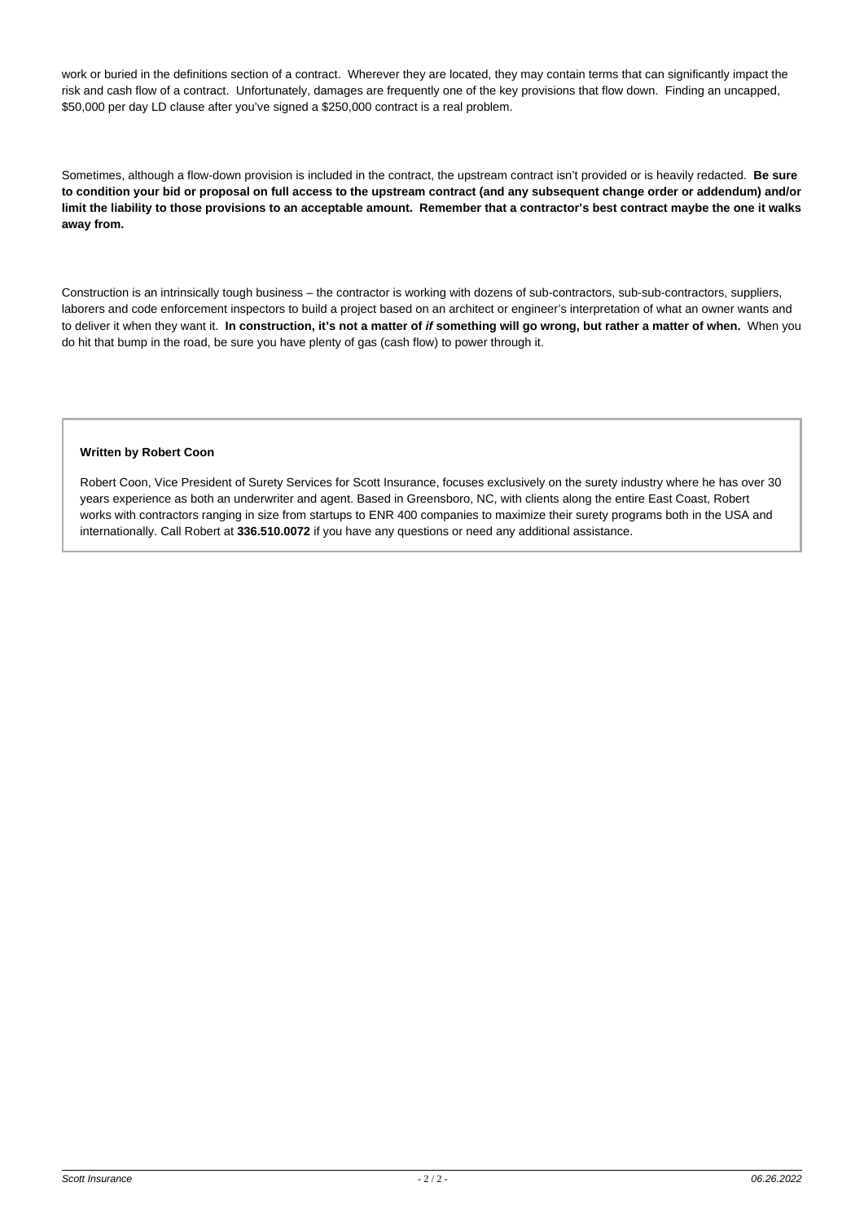work or buried in the definitions section of a contract. Wherever they are located, they may contain terms that can significantly impact the risk and cash flow of a contract. Unfortunately, damages are frequently one of the key provisions that flow down. Finding an uncapped, $50,000 per day LD clause after you've signed a $250,000 contract is a real problem.

Sometimes, although a flow-down provision is included in the contract, the upstream contract isn't provided or is heavily redacted. **Be sure to condition your bid or proposal on full access to the upstream contract (and any subsequent change order or addendum) and/or limit the liability to those provisions to an acceptable amount. Remember that a contractor's best contract maybe the one it walks away from.**

Construction is an intrinsically tough business – the contractor is working with dozens of sub-contractors, sub-sub-contractors, suppliers, laborers and code enforcement inspectors to build a project based on an architect or engineer's interpretation of what an owner wants and to deliver it when they want it. **In construction, it's not a matter of *if* something will go wrong, but rather a matter of when.** When you do hit that bump in the road, be sure you have plenty of gas (cash flow) to power through it.

**Written by Robert Coon**

Robert Coon, Vice President of Surety Services for Scott Insurance, focuses exclusively on the surety industry where he has over 30 years experience as both an underwriter and agent. Based in Greensboro, NC, with clients along the entire East Coast, Robert works with contractors ranging in size from startups to ENR 400 companies to maximize their surety programs both in the USA and internationally. Call Robert at **336.510.0072** if you have any questions or need any additional assistance.